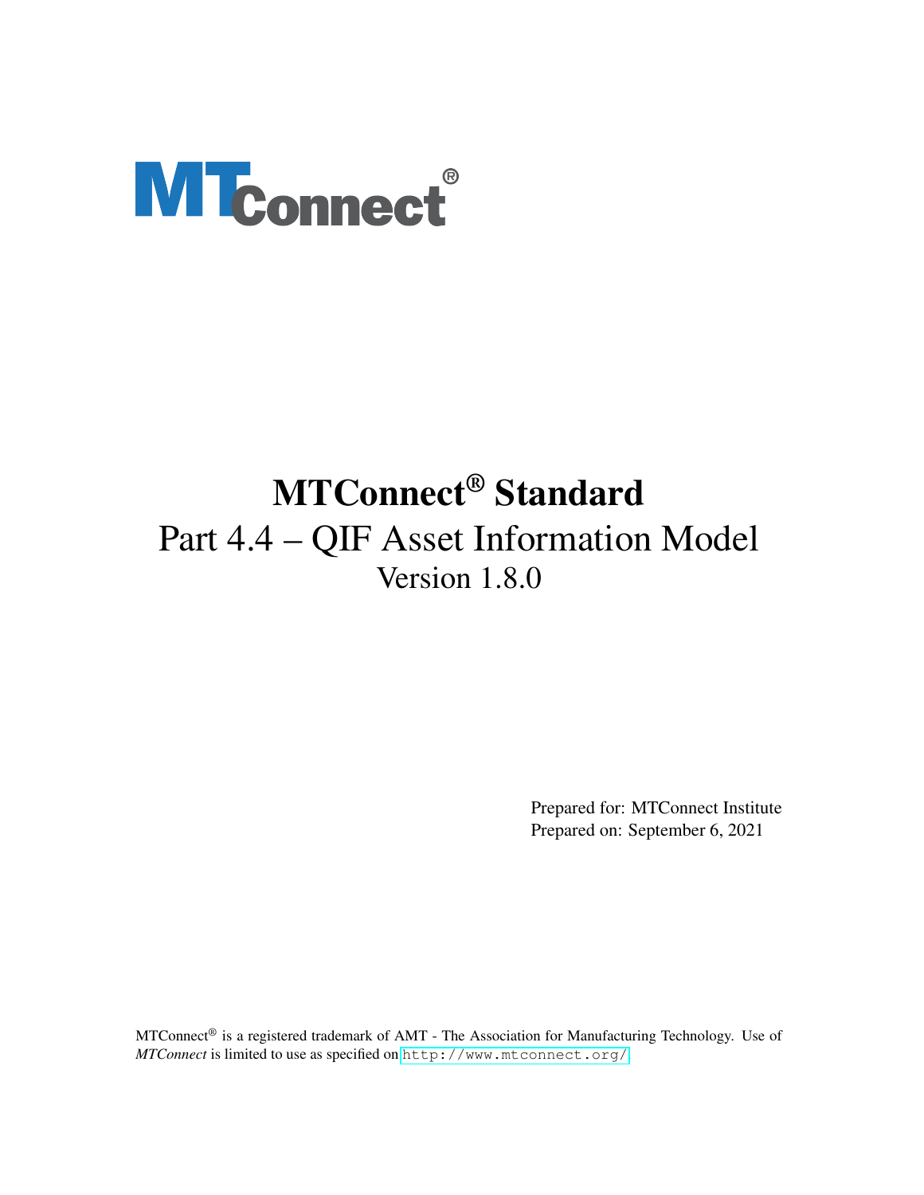# MTConnect® Standard

## Part 4.4 – QIF Asset Information Model

### Version 1.8.0

Prepared for: MTConnect Institute
Prepared on: September 6, 2021

MTConnect® is a registered trademark of AMT - The Association for Manufacturing Technology. Use of *MTConnect* is limited to use as specified on http://www.mtconnect.org/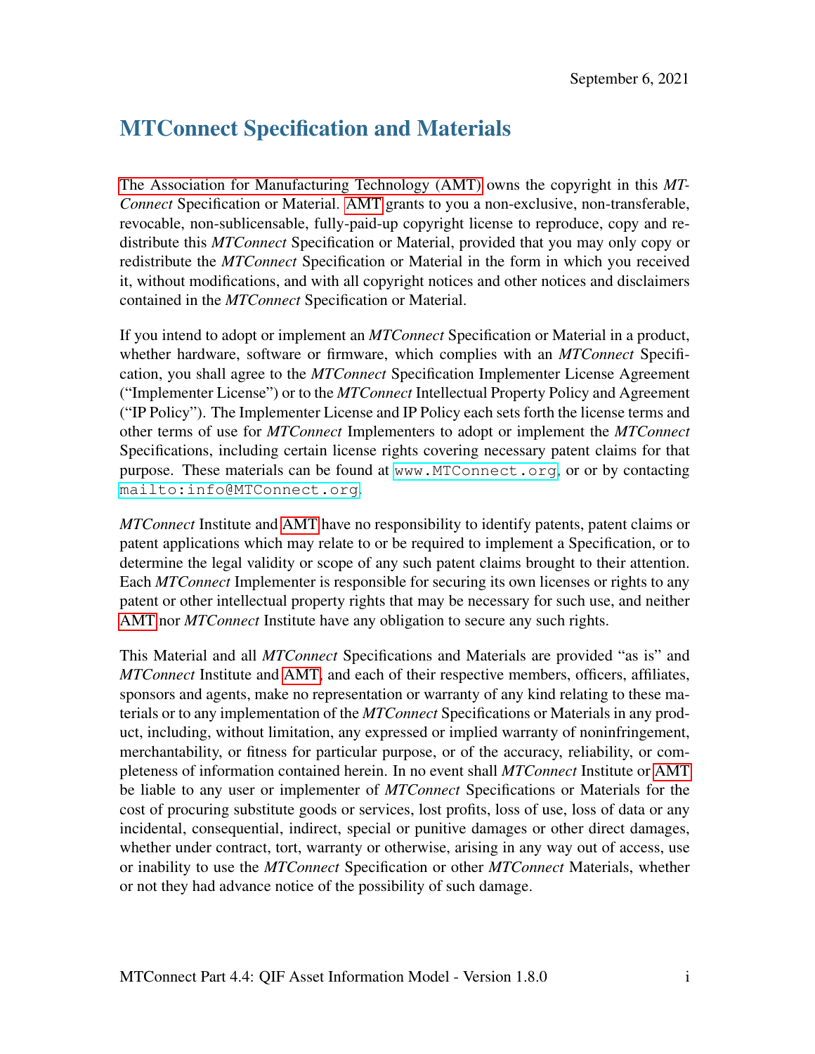September 6, 2021

# MTConnect Specification and Materials

The Association for Manufacturing Technology (AMT) owns the copyright in this *MTConnect* Specification or Material. AMT grants to you a non-exclusive, non-transferable, revocable, non-sublicensable, fully-paid-up copyright license to reproduce, copy and redistribute this *MTConnect* Specification or Material, provided that you may only copy or redistribute the *MTConnect* Specification or Material in the form in which you received it, without modifications, and with all copyright notices and other notices and disclaimers contained in the *MTConnect* Specification or Material.

If you intend to adopt or implement an *MTConnect* Specification or Material in a product, whether hardware, software or firmware, which complies with an *MTConnect* Specification, you shall agree to the *MTConnect* Specification Implementer License Agreement ("Implementer License") or to the *MTConnect* Intellectual Property Policy and Agreement ("IP Policy"). The Implementer License and IP Policy each sets forth the license terms and other terms of use for *MTConnect* Implementers to adopt or implement the *MTConnect* Specifications, including certain license rights covering necessary patent claims for that purpose. These materials can be found at `www.MTConnect.org`, or or by contacting `mailto:info@MTConnect.org`.

*MTConnect* Institute and AMT have no responsibility to identify patents, patent claims or patent applications which may relate to or be required to implement a Specification, or to determine the legal validity or scope of any such patent claims brought to their attention. Each *MTConnect* Implementer is responsible for securing its own licenses or rights to any patent or other intellectual property rights that may be necessary for such use, and neither AMT nor *MTConnect* Institute have any obligation to secure any such rights.

This Material and all *MTConnect* Specifications and Materials are provided "as is" and *MTConnect* Institute and AMT, and each of their respective members, officers, affiliates, sponsors and agents, make no representation or warranty of any kind relating to these materials or to any implementation of the *MTConnect* Specifications or Materials in any product, including, without limitation, any expressed or implied warranty of noninfringement, merchantability, or fitness for particular purpose, or of the accuracy, reliability, or completeness of information contained herein. In no event shall *MTConnect* Institute or AMT be liable to any user or implementer of *MTConnect* Specifications or Materials for the cost of procuring substitute goods or services, lost profits, loss of use, loss of data or any incidental, consequential, indirect, special or punitive damages or other direct damages, whether under contract, tort, warranty or otherwise, arising in any way out of access, use or inability to use the *MTConnect* Specification or other *MTConnect* Materials, whether or not they had advance notice of the possibility of such damage.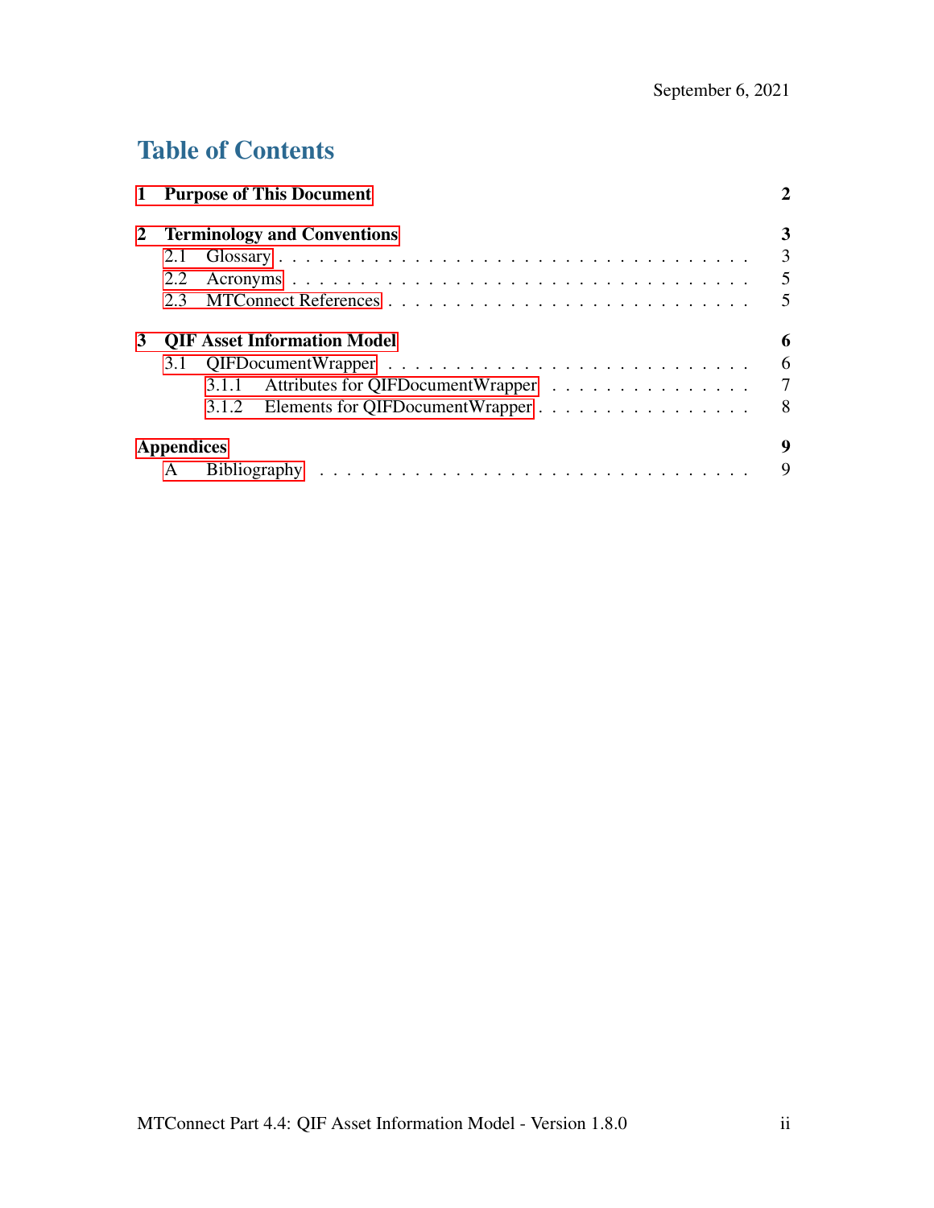# Table of Contents

**1 Purpose of This Document** **2**

**2 Terminology and Conventions** **3**

- 2.1 Glossary . . . . . . . . . . 3
- 2.2 Acronyms . . . . . . . . . . 5
- 2.3 MTConnect References . . . . . . . . . . 5

**3 QIF Asset Information Model** **6**

- 3.1 QIFDocumentWrapper . . . . . . . . . . 6
  - 3.1.1 Attributes for QIFDocumentWrapper . . . . . . . . . . 7
  - 3.1.2 Elements for QIFDocumentWrapper . . . . . . . . . . 8

**Appendices** **9**

- A Bibliography . . . . . . . . . . 9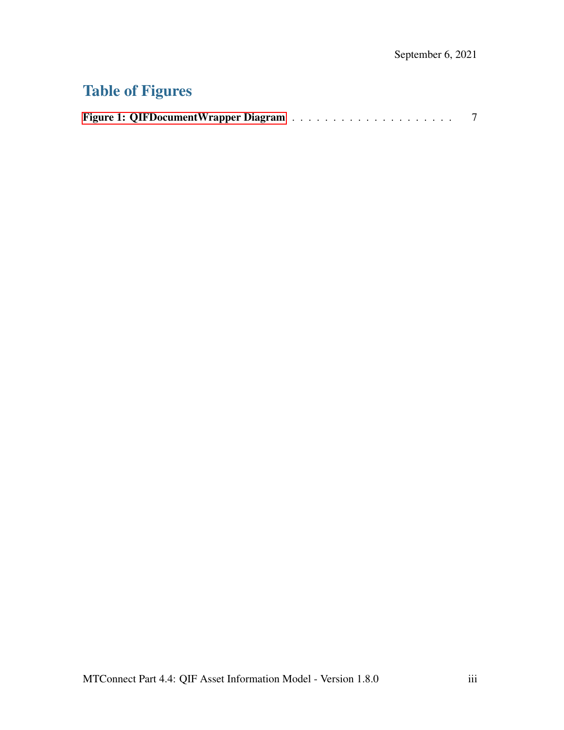# Table of Figures

Figure 1: QIFDocumentWrapper Diagram . . . . . . . . . . . . . . . . . . . . . 7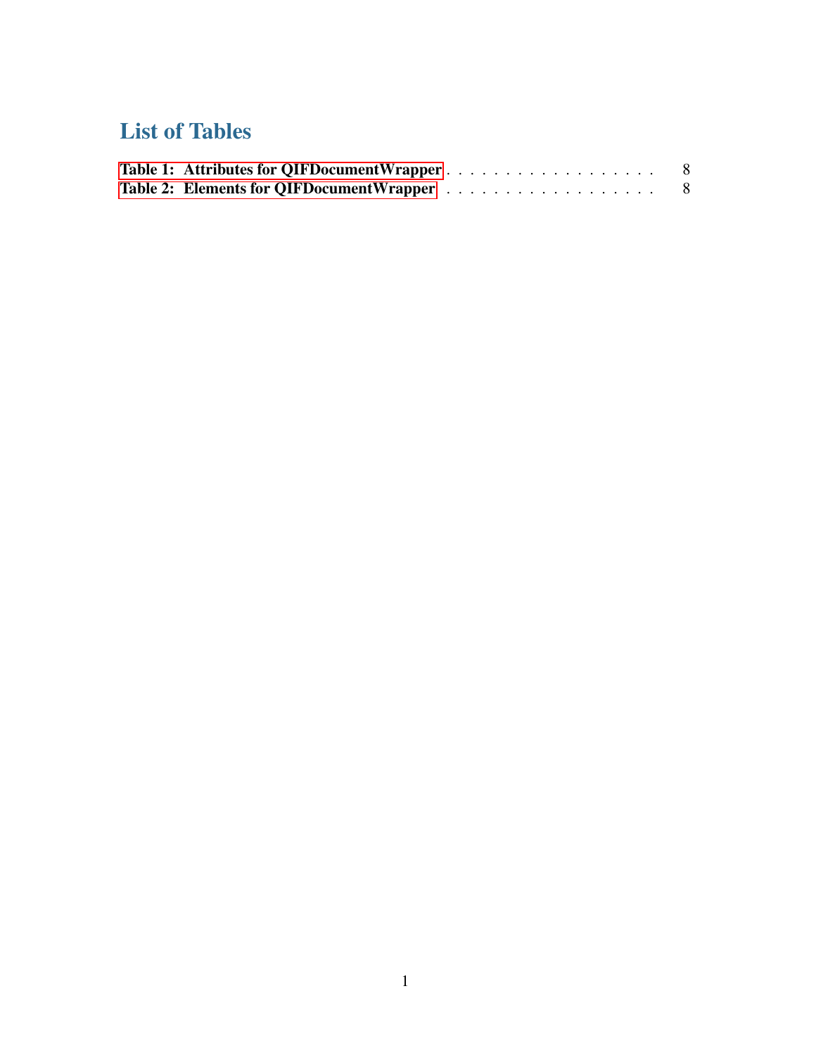# List of Tables

Table 1: Attributes for QIFDocumentWrapper . . . . . . . . . . . . . . . . . . . 8
Table 2: Elements for QIFDocumentWrapper . . . . . . . . . . . . . . . . . . . 8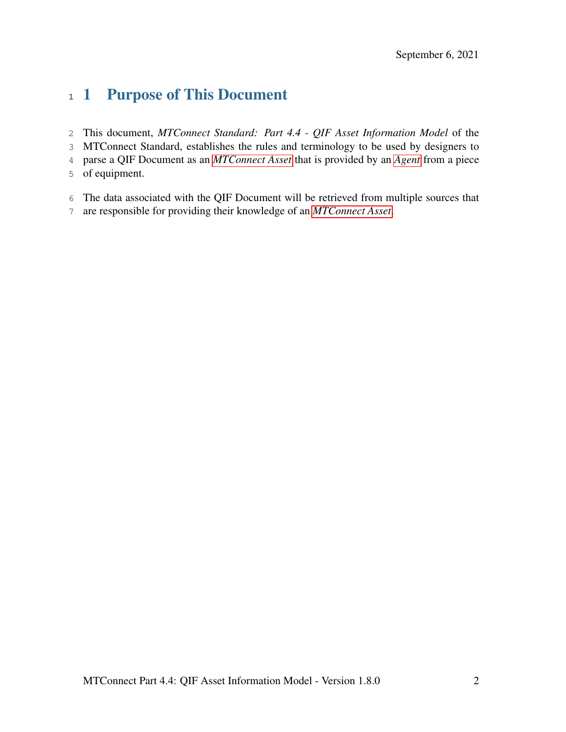# 1 Purpose of This Document

This document, *MTConnect Standard: Part 4.4 - QIF Asset Information Model* of the MTConnect Standard, establishes the rules and terminology to be used by designers to parse a QIF Document as an *MTConnect Asset* that is provided by an *Agent* from a piece of equipment.

The data associated with the QIF Document will be retrieved from multiple sources that are responsible for providing their knowledge of an *MTConnect Asset*.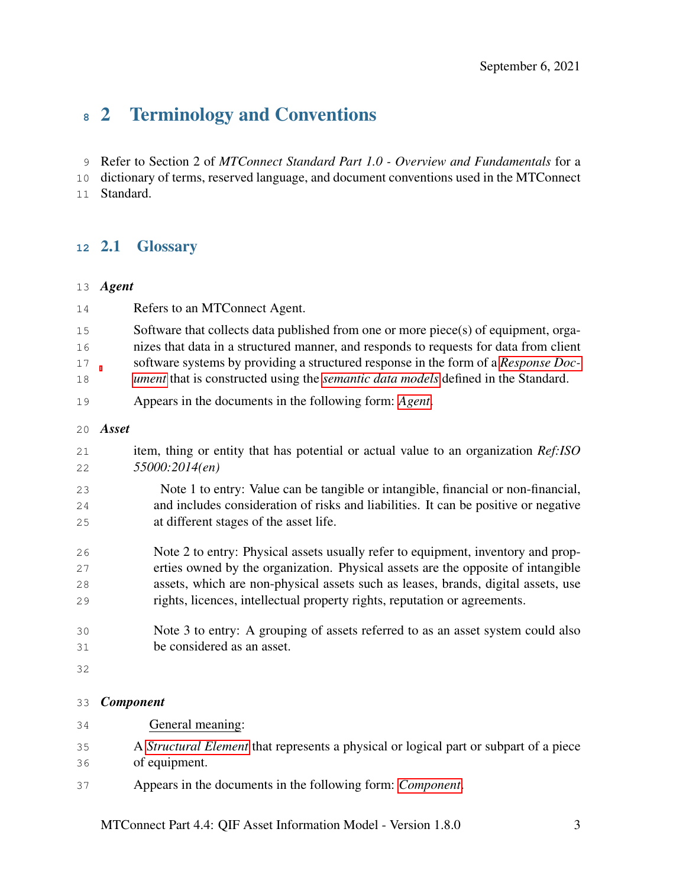# 2 Terminology and Conventions

Refer to Section 2 of *MTConnect Standard Part 1.0 - Overview and Fundamentals* for a dictionary of terms, reserved language, and document conventions used in the MTConnect Standard.

## 2.1 Glossary

***Agent***

Refers to an MTConnect Agent.

Software that collects data published from one or more piece(s) of equipment, organizes that data in a structured manner, and responds to requests for data from client software systems by providing a structured response in the form of a *Response Document* that is constructed using the *semantic data models* defined in the Standard.

Appears in the documents in the following form: *Agent*.

***Asset***

item, thing or entity that has potential or actual value to an organization *Ref:ISO 55000:2014(en)*

> Note 1 to entry: Value can be tangible or intangible, financial or non-financial, and includes consideration of risks and liabilities. It can be positive or negative at different stages of the asset life.

> Note 2 to entry: Physical assets usually refer to equipment, inventory and properties owned by the organization. Physical assets are the opposite of intangible assets, which are non-physical assets such as leases, brands, digital assets, use rights, licences, intellectual property rights, reputation or agreements.

> Note 3 to entry: A grouping of assets referred to as an asset system could also be considered as an asset.

***Component***

General meaning:

A *Structural Element* that represents a physical or logical part or subpart of a piece of equipment.

Appears in the documents in the following form: *Component*.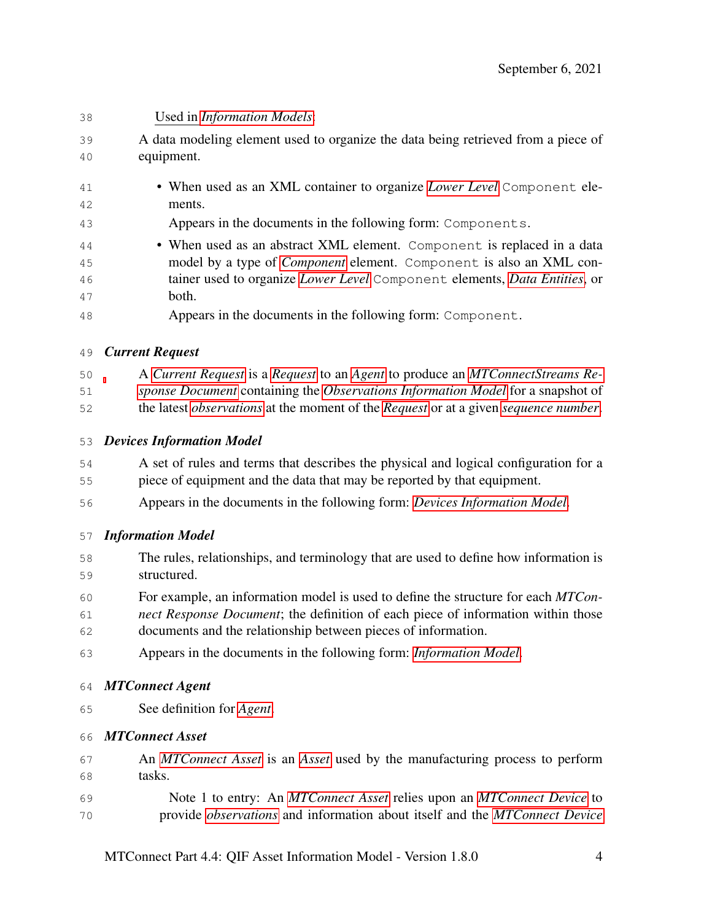Used in *Information Models*:

A data modeling element used to organize the data being retrieved from a piece of equipment.

- When used as an XML container to organize *Lower Level* `Component` elements.

  Appears in the documents in the following form: `Components`.

- When used as an abstract XML element. `Component` is replaced in a data model by a type of *Component* element. `Component` is also an XML container used to organize *Lower Level* `Component` elements, *Data Entities*, or both.

  Appears in the documents in the following form: `Component`.

### *Current Request*

A *Current Request* is a *Request* to an *Agent* to produce an *MTConnectStreams Response Document* containing the *Observations Information Model* for a snapshot of the latest *observations* at the moment of the *Request* or at a given *sequence number*.

### *Devices Information Model*

A set of rules and terms that describes the physical and logical configuration for a piece of equipment and the data that may be reported by that equipment.

Appears in the documents in the following form: *Devices Information Model*.

### *Information Model*

The rules, relationships, and terminology that are used to define how information is structured.

For example, an information model is used to define the structure for each *MTConnect Response Document*; the definition of each piece of information within those documents and the relationship between pieces of information.

Appears in the documents in the following form: *Information Model*.

### *MTConnect Agent*

See definition for *Agent*.

### *MTConnect Asset*

An *MTConnect Asset* is an *Asset* used by the manufacturing process to perform tasks.

Note 1 to entry: An *MTConnect Asset* relies upon an *MTConnect Device* to provide *observations* and information about itself and the *MTConnect Device*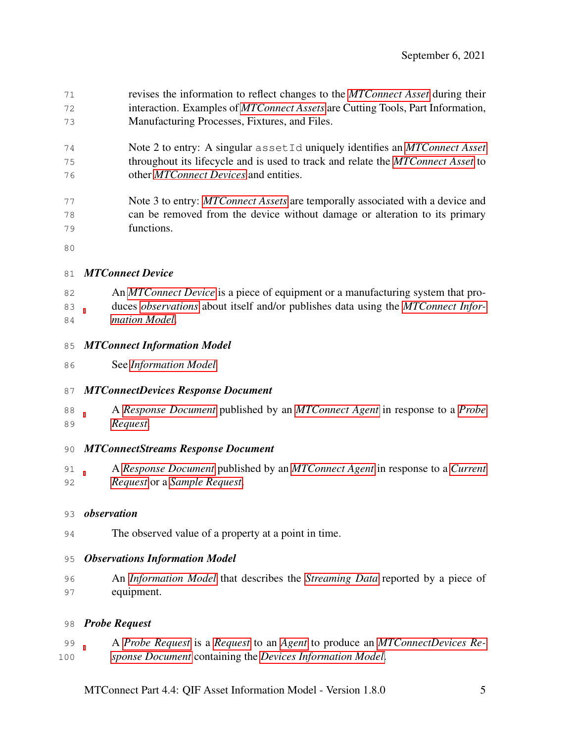revises the information to reflect changes to the *MTConnect Asset* during their interaction. Examples of *MTConnect Assets* are Cutting Tools, Part Information, Manufacturing Processes, Fixtures, and Files.

Note 2 to entry: A singular `assetId` uniquely identifies an *MTConnect Asset* throughout its lifecycle and is used to track and relate the *MTConnect Asset* to other *MTConnect Devices* and entities.

Note 3 to entry: *MTConnect Assets* are temporally associated with a device and can be removed from the device without damage or alteration to its primary functions.

***MTConnect Device***

An *MTConnect Device* is a piece of equipment or a manufacturing system that produces *observations* about itself and/or publishes data using the *MTConnect Information Model*.

***MTConnect Information Model***

See *Information Model*

***MTConnectDevices Response Document***

A *Response Document* published by an *MTConnect Agent* in response to a *Probe Request*.

***MTConnectStreams Response Document***

A *Response Document* published by an *MTConnect Agent* in response to a *Current Request* or a *Sample Request*.

***observation***

The observed value of a property at a point in time.

***Observations Information Model***

An *Information Model* that describes the *Streaming Data* reported by a piece of equipment.

***Probe Request***

A *Probe Request* is a *Request* to an *Agent* to produce an *MTConnectDevices Response Document* containing the *Devices Information Model*.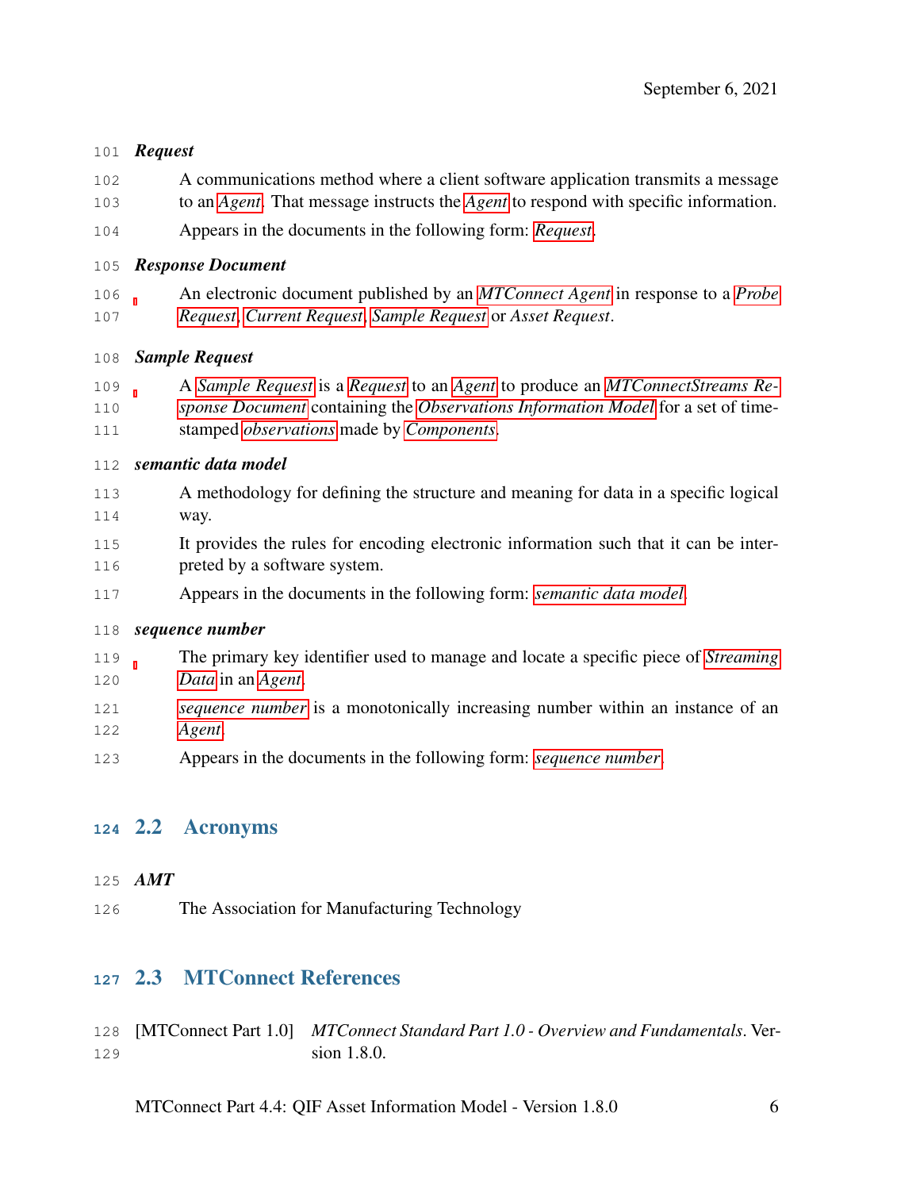***Request***

A communications method where a client software application transmits a message to an *Agent*. That message instructs the *Agent* to respond with specific information.

Appears in the documents in the following form: *Request*.

***Response Document***

An electronic document published by an *MTConnect Agent* in response to a *Probe Request*, *Current Request*, *Sample Request* or *Asset Request*.

***Sample Request***

A *Sample Request* is a *Request* to an *Agent* to produce an *MTConnectStreams Response Document* containing the *Observations Information Model* for a set of timestamped *observations* made by *Components*.

***semantic data model***

A methodology for defining the structure and meaning for data in a specific logical way.

It provides the rules for encoding electronic information such that it can be interpreted by a software system.

Appears in the documents in the following form: *semantic data model*.

***sequence number***

The primary key identifier used to manage and locate a specific piece of *Streaming Data* in an *Agent*.

*sequence number* is a monotonically increasing number within an instance of an *Agent*.

Appears in the documents in the following form: *sequence number*.

## 2.2 Acronyms

***AMT***

The Association for Manufacturing Technology

## 2.3 MTConnect References

[MTConnect Part 1.0] *MTConnect Standard Part 1.0 - Overview and Fundamentals*. Version 1.8.0.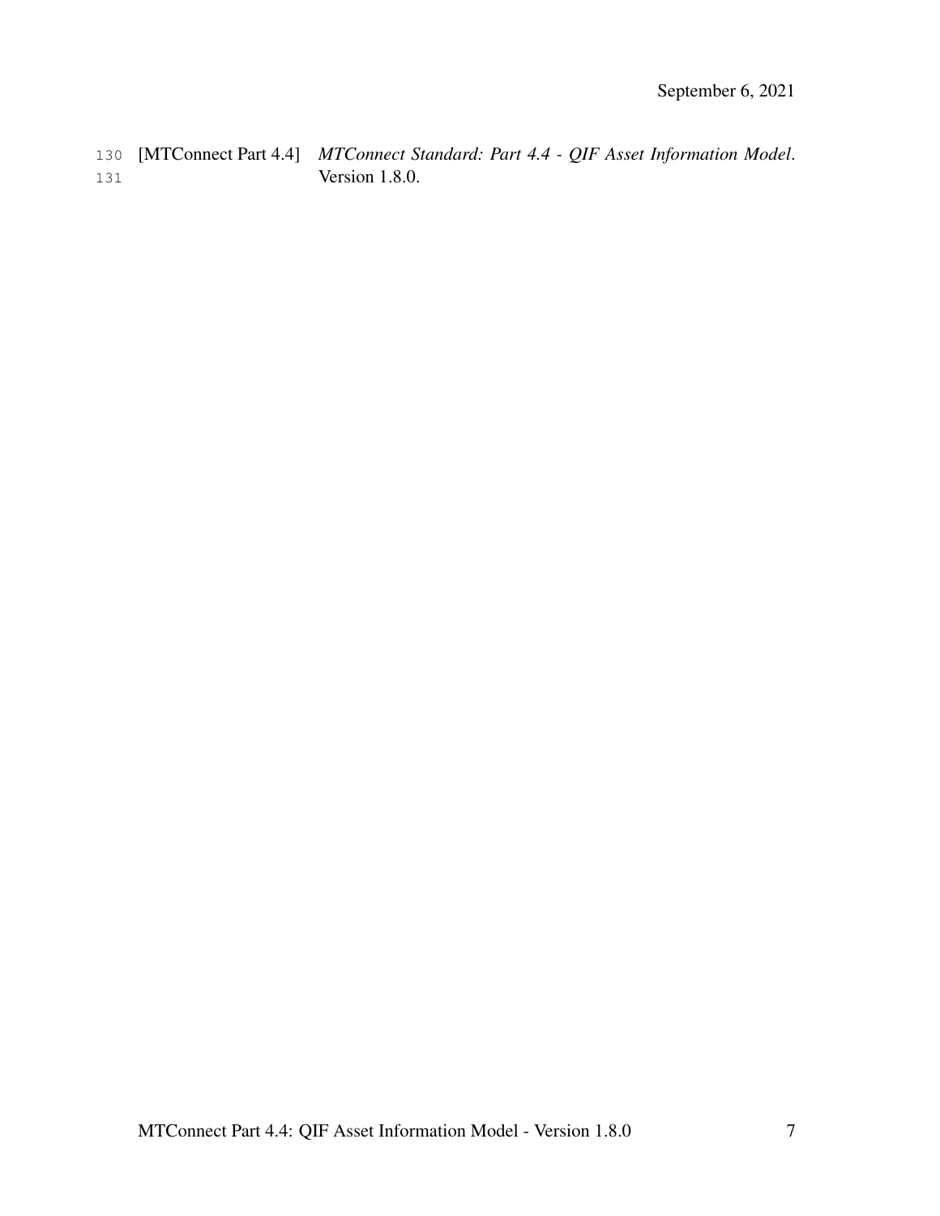[MTConnect Part 4.4] *MTConnect Standard: Part 4.4 - QIF Asset Information Model*. Version 1.8.0.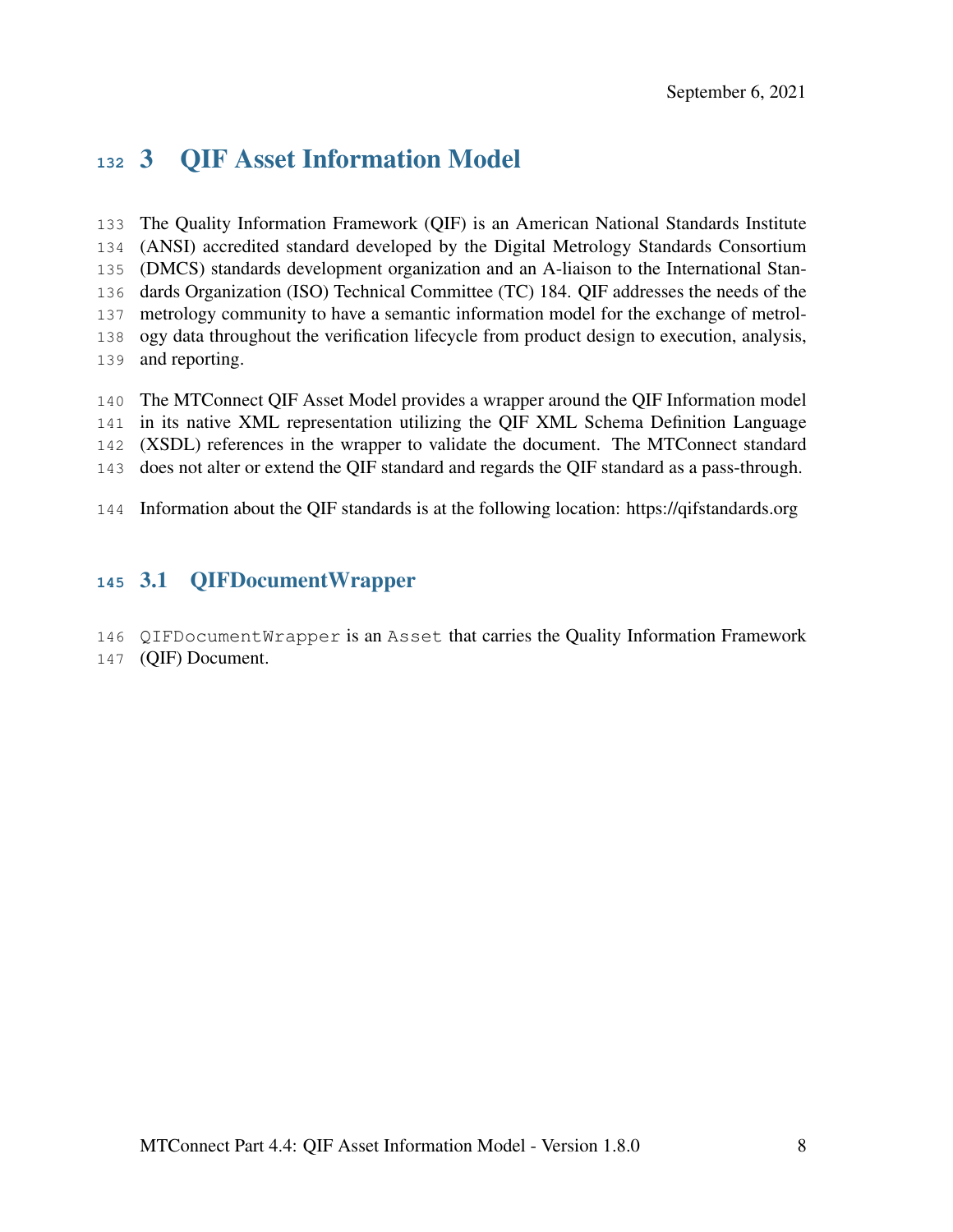# 3 QIF Asset Information Model

The Quality Information Framework (QIF) is an American National Standards Institute (ANSI) accredited standard developed by the Digital Metrology Standards Consortium (DMCS) standards development organization and an A-liaison to the International Standards Organization (ISO) Technical Committee (TC) 184. QIF addresses the needs of the metrology community to have a semantic information model for the exchange of metrology data throughout the verification lifecycle from product design to execution, analysis, and reporting.

The MTConnect QIF Asset Model provides a wrapper around the QIF Information model in its native XML representation utilizing the QIF XML Schema Definition Language (XSDL) references in the wrapper to validate the document. The MTConnect standard does not alter or extend the QIF standard and regards the QIF standard as a pass-through.

Information about the QIF standards is at the following location: https://qifstandards.org

## 3.1 QIFDocumentWrapper

`QIFDocumentWrapper` is an `Asset` that carries the Quality Information Framework (QIF) Document.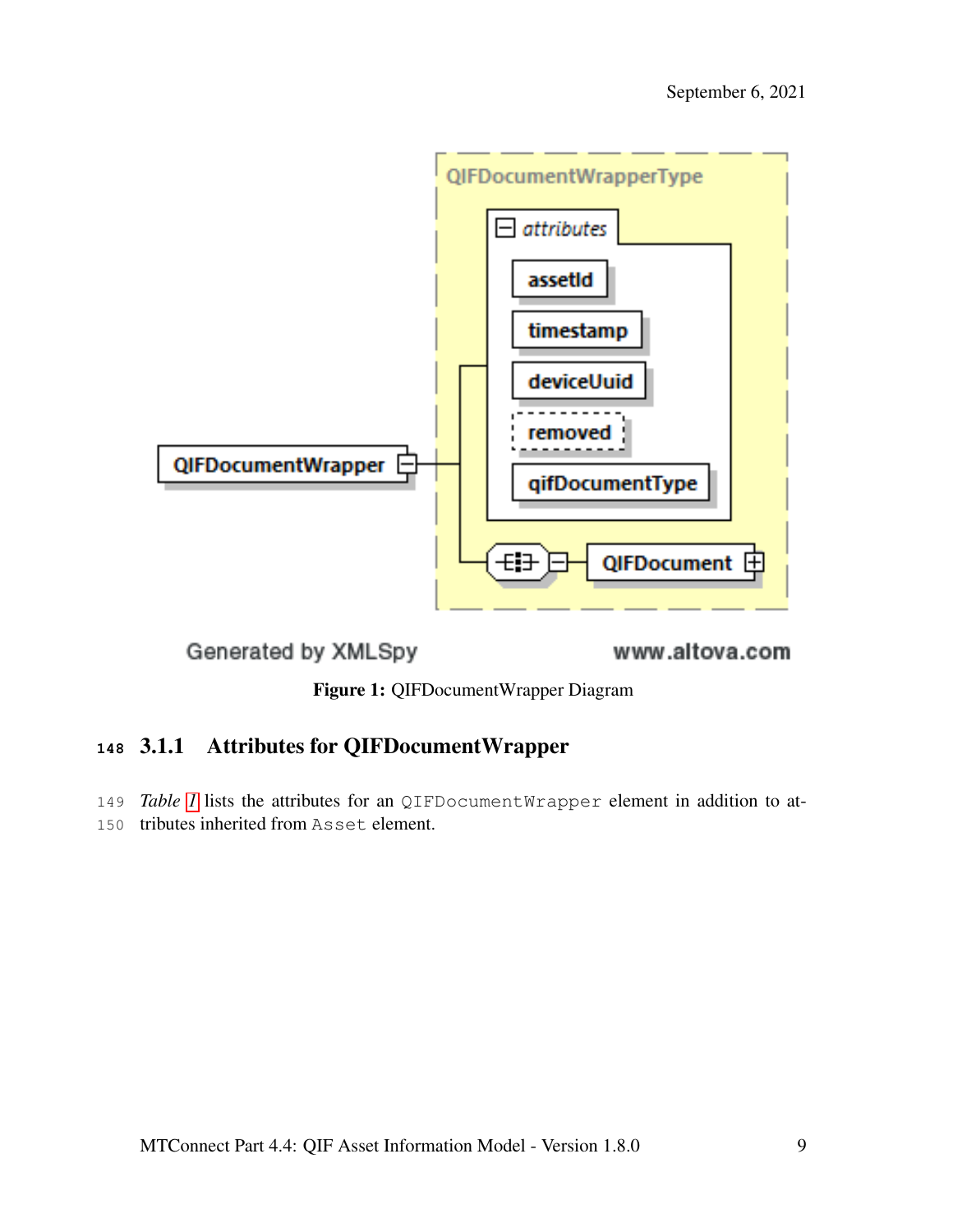**Figure 1:** QIFDocumentWrapper Diagram

### 3.1.1 Attributes for QIFDocumentWrapper

*Table 1* lists the attributes for an `QIFDocumentWrapper` element in addition to attributes inherited from `Asset` element.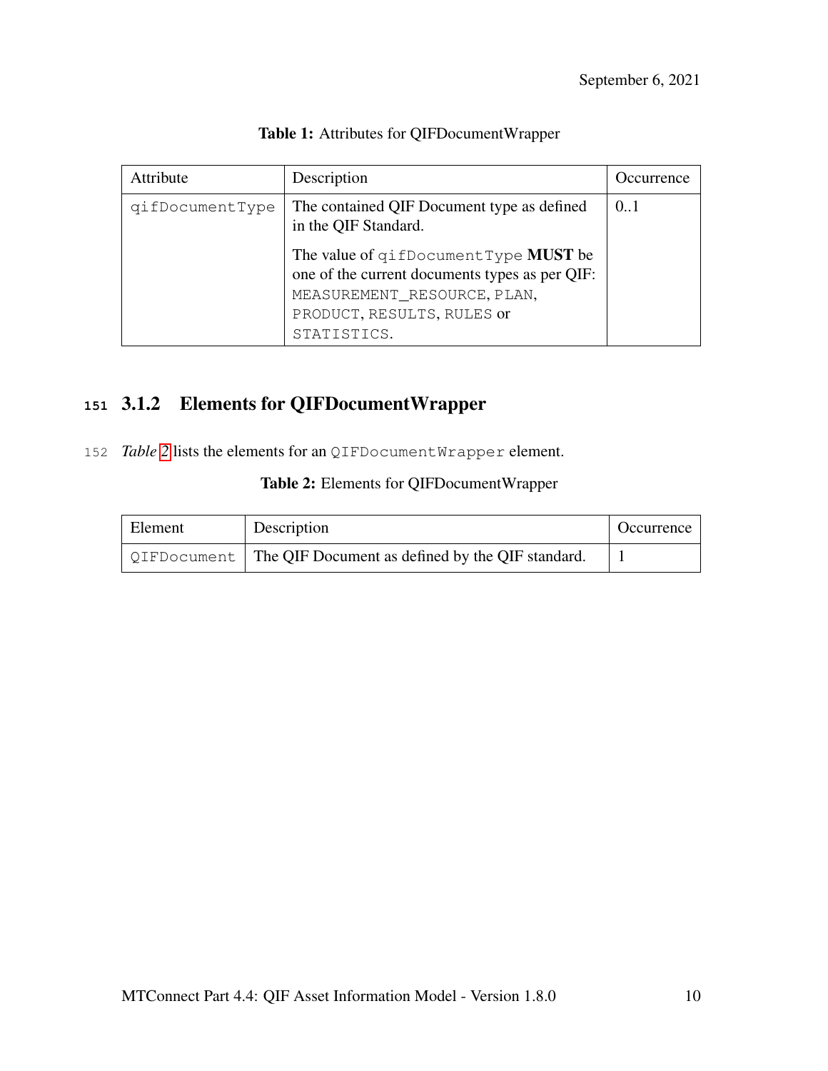**Table 1:** Attributes for QIFDocumentWrapper

| Attribute | Description | Occurrence |
|---|---|---|
| qifDocumentType | The contained QIF Document type as defined in the QIF Standard.<br><br>The value of qifDocumentType **MUST** be one of the current documents types as per QIF: MEASUREMENT_RESOURCE, PLAN, PRODUCT, RESULTS, RULES or STATISTICS. | 0..1 |

### 3.1.2 Elements for QIFDocumentWrapper

*Table 2* lists the elements for an QIFDocumentWrapper element.

**Table 2:** Elements for QIFDocumentWrapper

| Element | Description | Occurrence |
|---|---|---|
| QIFDocument | The QIF Document as defined by the QIF standard. | 1 |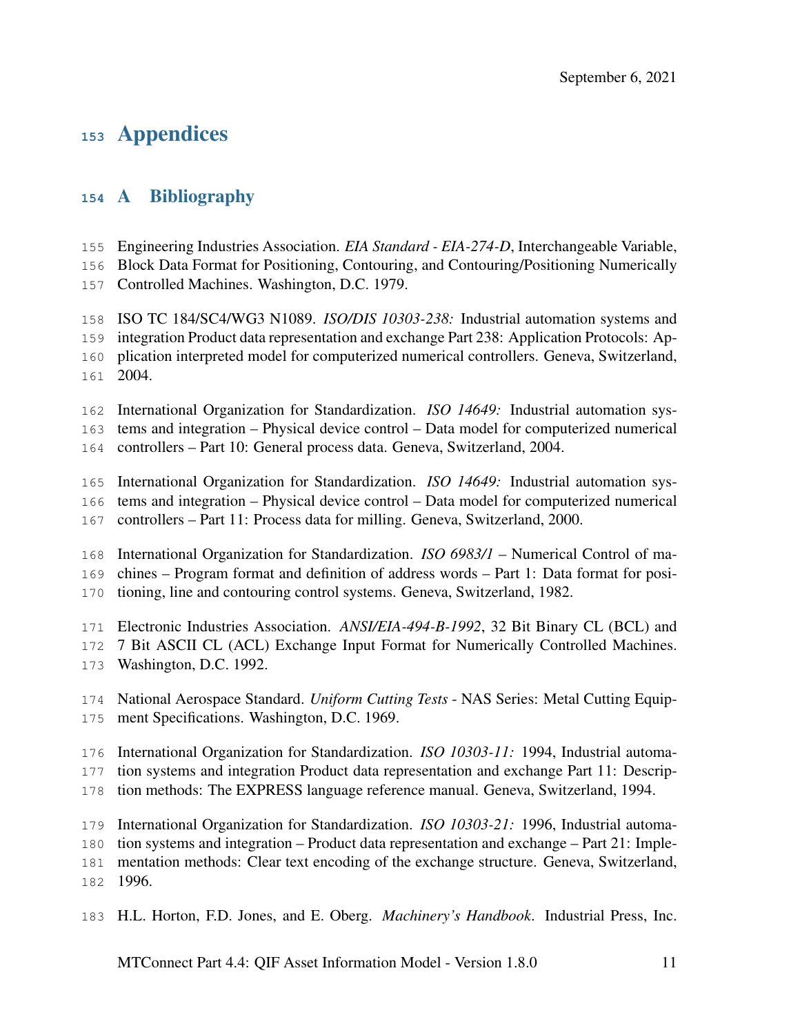# Appendices

## A Bibliography

Engineering Industries Association. *EIA Standard - EIA-274-D*, Interchangeable Variable, Block Data Format for Positioning, Contouring, and Contouring/Positioning Numerically Controlled Machines. Washington, D.C. 1979.

ISO TC 184/SC4/WG3 N1089. *ISO/DIS 10303-238:* Industrial automation systems and integration Product data representation and exchange Part 238: Application Protocols: Application interpreted model for computerized numerical controllers. Geneva, Switzerland, 2004.

International Organization for Standardization. *ISO 14649:* Industrial automation systems and integration – Physical device control – Data model for computerized numerical controllers – Part 10: General process data. Geneva, Switzerland, 2004.

International Organization for Standardization. *ISO 14649:* Industrial automation systems and integration – Physical device control – Data model for computerized numerical controllers – Part 11: Process data for milling. Geneva, Switzerland, 2000.

International Organization for Standardization. *ISO 6983/1* – Numerical Control of machines – Program format and definition of address words – Part 1: Data format for positioning, line and contouring control systems. Geneva, Switzerland, 1982.

Electronic Industries Association. *ANSI/EIA-494-B-1992*, 32 Bit Binary CL (BCL) and 7 Bit ASCII CL (ACL) Exchange Input Format for Numerically Controlled Machines. Washington, D.C. 1992.

National Aerospace Standard. *Uniform Cutting Tests* - NAS Series: Metal Cutting Equipment Specifications. Washington, D.C. 1969.

International Organization for Standardization. *ISO 10303-11:* 1994, Industrial automation systems and integration Product data representation and exchange Part 11: Description methods: The EXPRESS language reference manual. Geneva, Switzerland, 1994.

International Organization for Standardization. *ISO 10303-21:* 1996, Industrial automation systems and integration – Product data representation and exchange – Part 21: Implementation methods: Clear text encoding of the exchange structure. Geneva, Switzerland, 1996.

H.L. Horton, F.D. Jones, and E. Oberg. *Machinery's Handbook*. Industrial Press, Inc.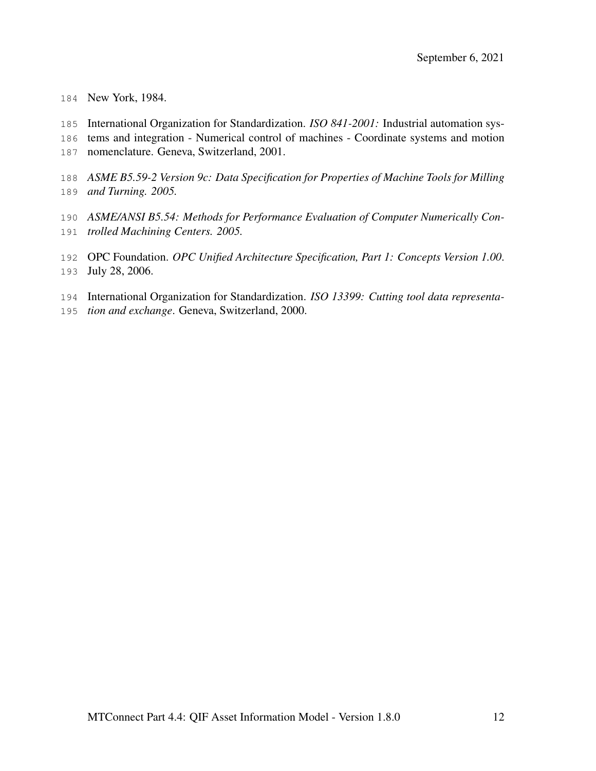New York, 1984.

International Organization for Standardization. *ISO 841-2001:* Industrial automation systems and integration - Numerical control of machines - Coordinate systems and motion nomenclature. Geneva, Switzerland, 2001.

*ASME B5.59-2 Version 9c: Data Specification for Properties of Machine Tools for Milling and Turning. 2005.*

*ASME/ANSI B5.54: Methods for Performance Evaluation of Computer Numerically Controlled Machining Centers. 2005.*

OPC Foundation. *OPC Unified Architecture Specification, Part 1: Concepts Version 1.00*. July 28, 2006.

International Organization for Standardization. *ISO 13399: Cutting tool data representation and exchange*. Geneva, Switzerland, 2000.